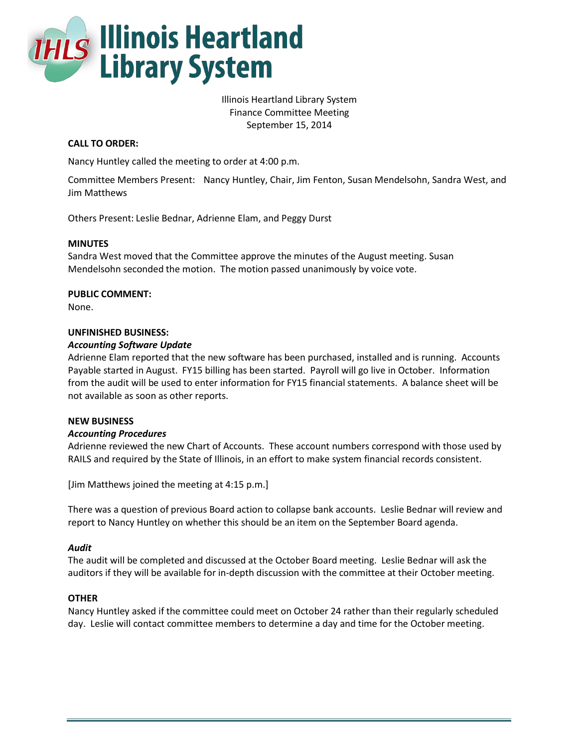# Illinois Heartland Library System

Illinois Heartland Library System
Finance Committee Meeting
September 15, 2014

**CALL TO ORDER:**

Nancy Huntley called the meeting to order at 4:00 p.m.

Committee Members Present: Nancy Huntley, Chair, Jim Fenton, Susan Mendelsohn, Sandra West, and Jim Matthews

Others Present: Leslie Bednar, Adrienne Elam, and Peggy Durst

**MINUTES**

Sandra West moved that the Committee approve the minutes of the August meeting. Susan Mendelsohn seconded the motion. The motion passed unanimously by voice vote.

**PUBLIC COMMENT:**

None.

**UNFINISHED BUSINESS:**

***Accounting Software Update***

Adrienne Elam reported that the new software has been purchased, installed and is running. Accounts Payable started in August. FY15 billing has been started. Payroll will go live in October. Information from the audit will be used to enter information for FY15 financial statements. A balance sheet will be not available as soon as other reports.

**NEW BUSINESS**

***Accounting Procedures***

Adrienne reviewed the new Chart of Accounts. These account numbers correspond with those used by RAILS and required by the State of Illinois, in an effort to make system financial records consistent.

[Jim Matthews joined the meeting at 4:15 p.m.]

There was a question of previous Board action to collapse bank accounts. Leslie Bednar will review and report to Nancy Huntley on whether this should be an item on the September Board agenda.

***Audit***

The audit will be completed and discussed at the October Board meeting. Leslie Bednar will ask the auditors if they will be available for in-depth discussion with the committee at their October meeting.

**OTHER**

Nancy Huntley asked if the committee could meet on October 24 rather than their regularly scheduled day. Leslie will contact committee members to determine a day and time for the October meeting.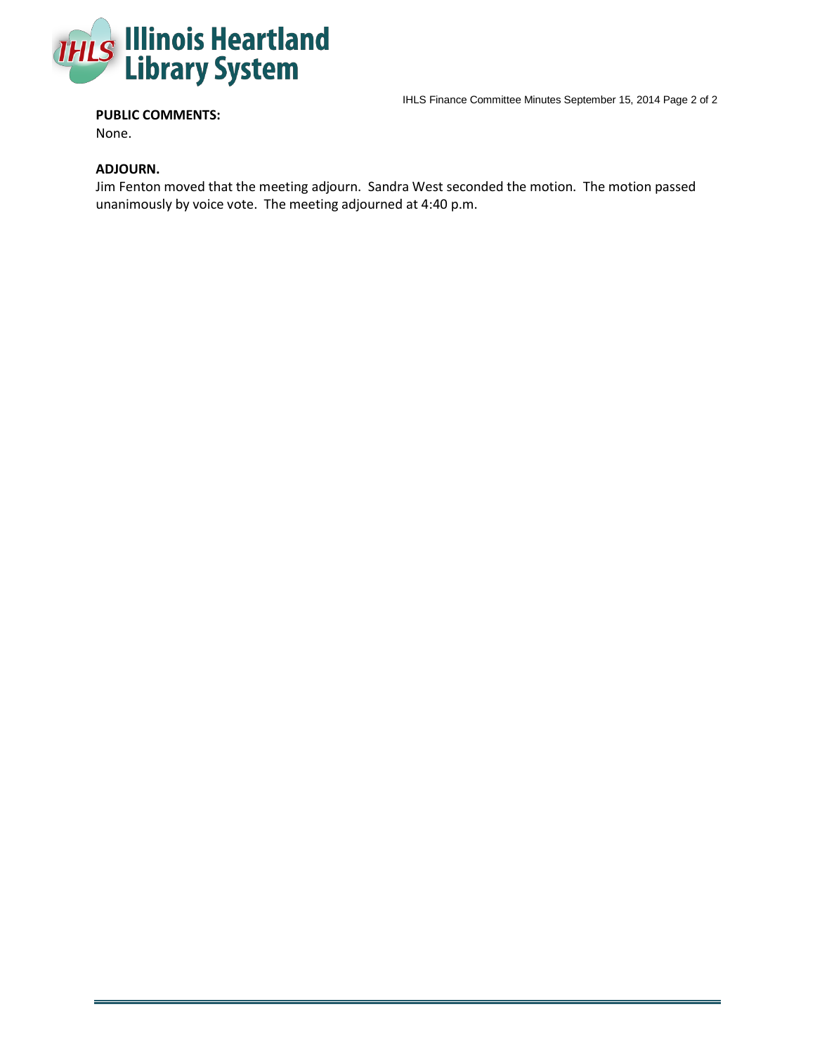**PUBLIC COMMENTS:**

None.

**ADJOURN.**

Jim Fenton moved that the meeting adjourn. Sandra West seconded the motion. The motion passed unanimously by voice vote. The meeting adjourned at 4:40 p.m.